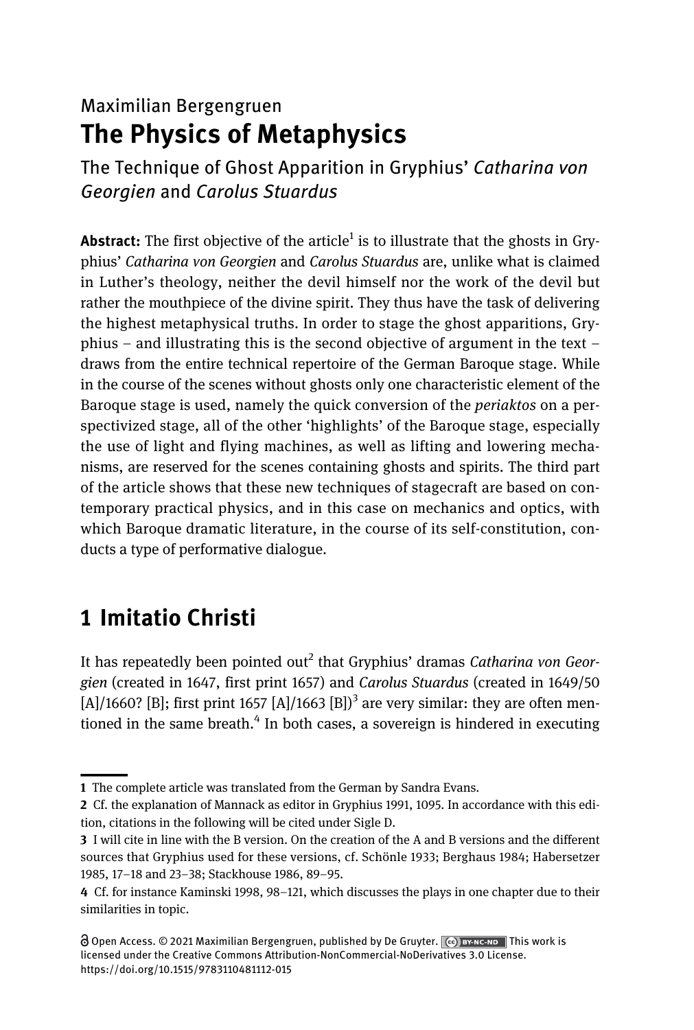Maximilian Bergengruen

# The Physics of Metaphysics

## The Technique of Ghost Apparition in Gryphius' *Catharina von Georgien* and *Carolus Stuardus*

**Abstract:** The first objective of the article[1] is to illustrate that the ghosts in Gryphius' *Catharina von Georgien* and *Carolus Stuardus* are, unlike what is claimed in Luther's theology, neither the devil himself nor the work of the devil but rather the mouthpiece of the divine spirit. They thus have the task of delivering the highest metaphysical truths. In order to stage the ghost apparitions, Gryphius – and illustrating this is the second objective of argument in the text – draws from the entire technical repertoire of the German Baroque stage. While in the course of the scenes without ghosts only one characteristic element of the Baroque stage is used, namely the quick conversion of the *periaktos* on a perspectivized stage, all of the other 'highlights' of the Baroque stage, especially the use of light and flying machines, as well as lifting and lowering mechanisms, are reserved for the scenes containing ghosts and spirits. The third part of the article shows that these new techniques of stagecraft are based on contemporary practical physics, and in this case on mechanics and optics, with which Baroque dramatic literature, in the course of its self-constitution, conducts a type of performative dialogue.

## 1 Imitatio Christi

It has repeatedly been pointed out[2] that Gryphius' dramas *Catharina von Georgien* (created in 1647, first print 1657) and *Carolus Stuardus* (created in 1649/50 [A]/1660? [B]; first print 1657 [A]/1663 [B])[3] are very similar: they are often mentioned in the same breath.[4] In both cases, a sovereign is hindered in executing

---

1 The complete article was translated from the German by Sandra Evans.

2 Cf. the explanation of Mannack as editor in Gryphius 1991, 1095. In accordance with this edition, citations in the following will be cited under Sigle D.

3 I will cite in line with the B version. On the creation of the A and B versions and the different sources that Gryphius used for these versions, cf. Schönle 1933; Berghaus 1984; Habersetzer 1985, 17–18 and 23–38; Stackhouse 1986, 89–95.

4 Cf. for instance Kaminski 1998, 98–121, which discusses the plays in one chapter due to their similarities in topic.

Open Access. © 2021 Maximilian Bergengruen, published by De Gruyter. This work is licensed under the Creative Commons Attribution-NonCommercial-NoDerivatives 3.0 License. https://doi.org/10.1515/9783110481112-015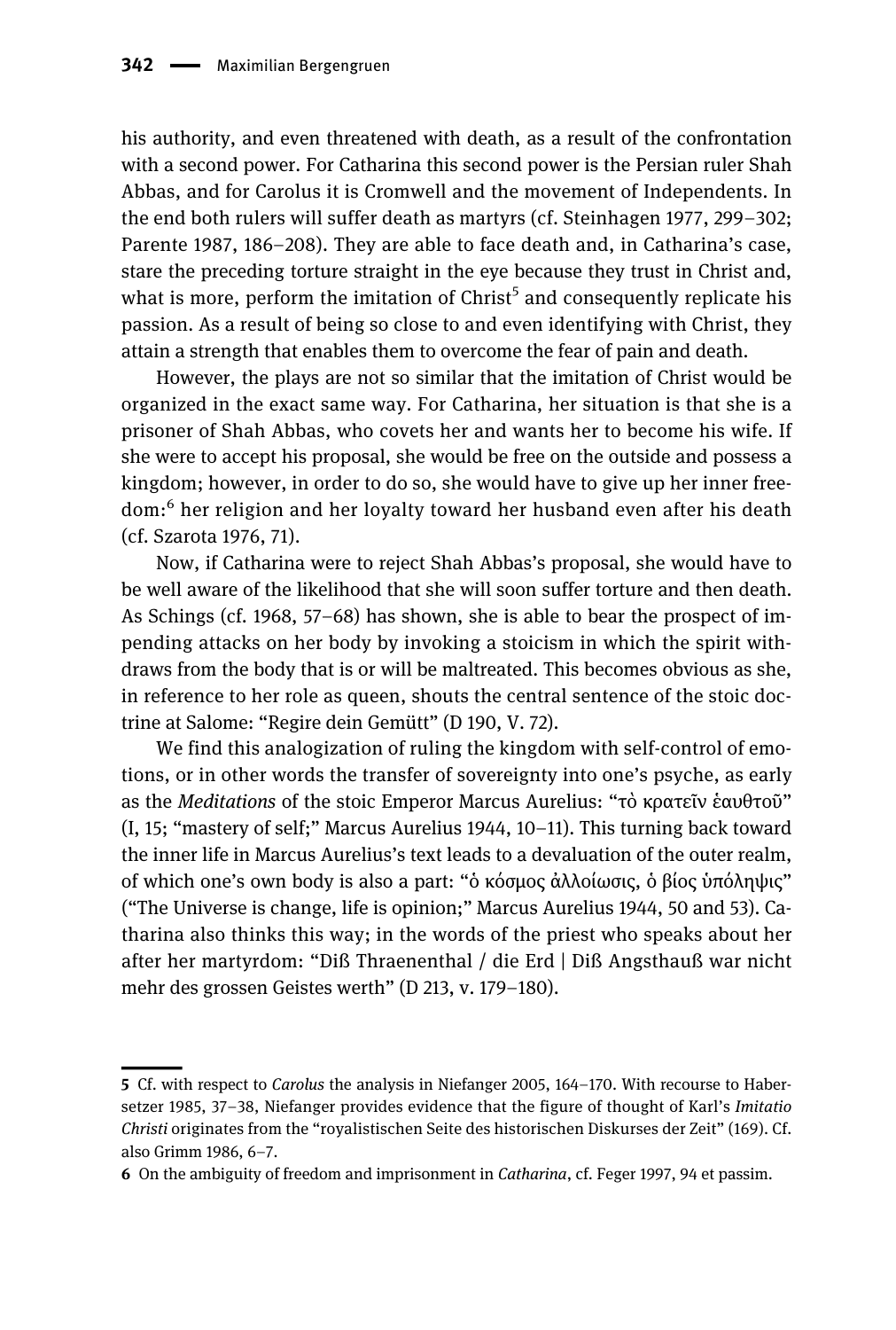his authority, and even threatened with death, as a result of the confrontation with a second power. For Catharina this second power is the Persian ruler Shah Abbas, and for Carolus it is Cromwell and the movement of Independents. In the end both rulers will suffer death as martyrs (cf. Steinhagen 1977, 299–302; Parente 1987, 186–208). They are able to face death and, in Catharina's case, stare the preceding torture straight in the eye because they trust in Christ and, what is more, perform the imitation of Christ[5] and consequently replicate his passion. As a result of being so close to and even identifying with Christ, they attain a strength that enables them to overcome the fear of pain and death.

However, the plays are not so similar that the imitation of Christ would be organized in the exact same way. For Catharina, her situation is that she is a prisoner of Shah Abbas, who covets her and wants her to become his wife. If she were to accept his proposal, she would be free on the outside and possess a kingdom; however, in order to do so, she would have to give up her inner freedom:[6] her religion and her loyalty toward her husband even after his death (cf. Szarota 1976, 71).

Now, if Catharina were to reject Shah Abbas's proposal, she would have to be well aware of the likelihood that she will soon suffer torture and then death. As Schings (cf. 1968, 57–68) has shown, she is able to bear the prospect of impending attacks on her body by invoking a stoicism in which the spirit withdraws from the body that is or will be maltreated. This becomes obvious as she, in reference to her role as queen, shouts the central sentence of the stoic doctrine at Salome: "Regire dein Gemütt" (D 190, V. 72).

We find this analogization of ruling the kingdom with self-control of emotions, or in other words the transfer of sovereignty into one's psyche, as early as the *Meditations* of the stoic Emperor Marcus Aurelius: "τὸ κρατεῖν ἑαυθτοῦ" (I, 15; "mastery of self;" Marcus Aurelius 1944, 10–11). This turning back toward the inner life in Marcus Aurelius's text leads to a devaluation of the outer realm, of which one's own body is also a part: "ὁ κόσμος ἀλλοίωσις, ὁ βίος ὑπόληψις" ("The Universe is change, life is opinion;" Marcus Aurelius 1944, 50 and 53). Catharina also thinks this way; in the words of the priest who speaks about her after her martyrdom: "Diß Thraenenthal / die Erd | Diß Angsthauß war nicht mehr des grossen Geistes werth" (D 213, v. 179–180).

---

**5** Cf. with respect to *Carolus* the analysis in Niefanger 2005, 164–170. With recourse to Habersetzer 1985, 37–38, Niefanger provides evidence that the figure of thought of Karl's *Imitatio Christi* originates from the "royalistischen Seite des historischen Diskurses der Zeit" (169). Cf. also Grimm 1986, 6–7.

**6** On the ambiguity of freedom and imprisonment in *Catharina*, cf. Feger 1997, 94 et passim.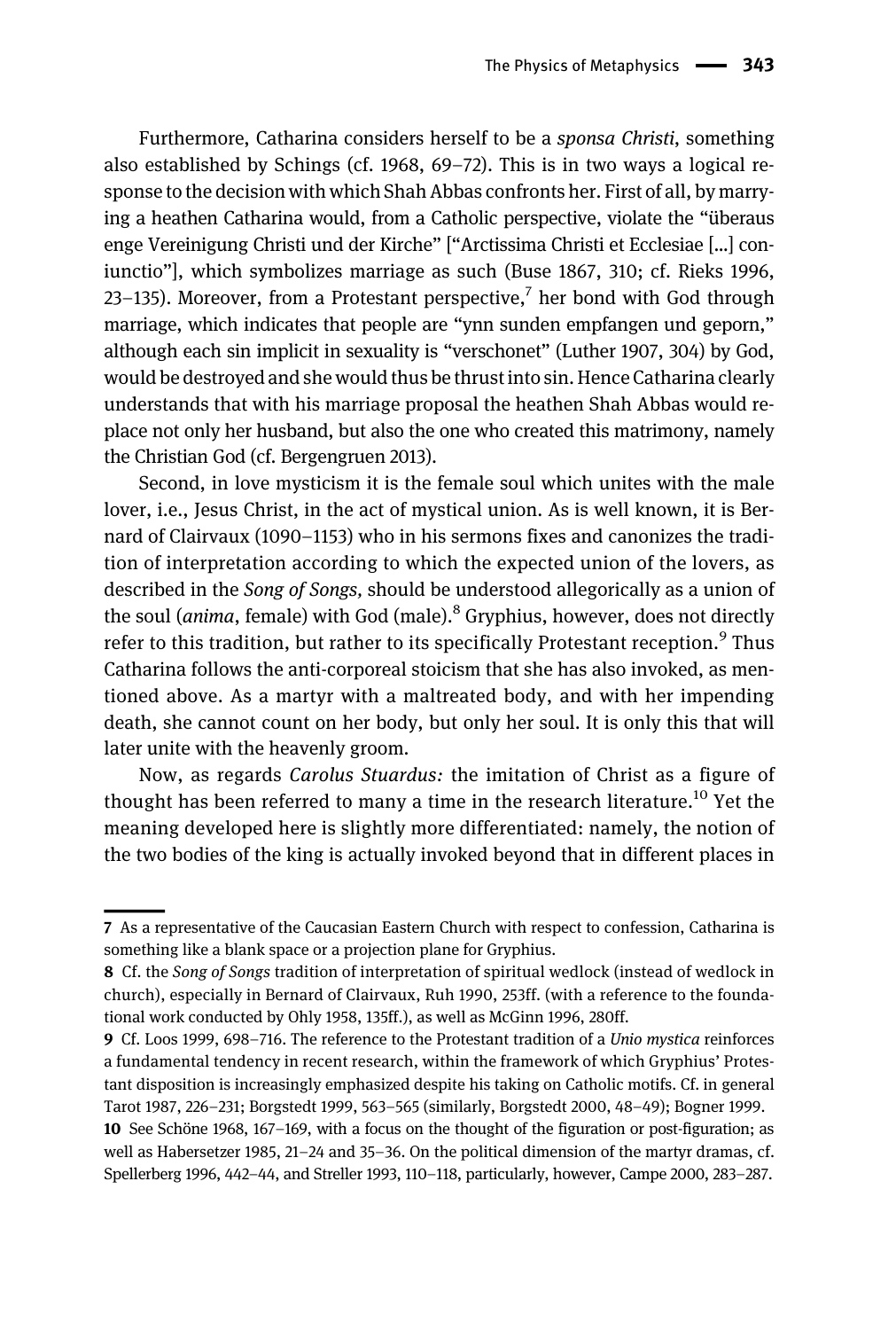Furthermore, Catharina considers herself to be a *sponsa Christi*, something also established by Schings (cf. 1968, 69–72). This is in two ways a logical response to the decision with which Shah Abbas confronts her. First of all, by marrying a heathen Catharina would, from a Catholic perspective, violate the "überaus enge Vereinigung Christi und der Kirche" ["Arctissima Christi et Ecclesiae [...] coniunctio"], which symbolizes marriage as such (Buse 1867, 310; cf. Rieks 1996, 23–135). Moreover, from a Protestant perspective,[7] her bond with God through marriage, which indicates that people are "ynn sunden empfangen und geporn," although each sin implicit in sexuality is "verschonet" (Luther 1907, 304) by God, would be destroyed and she would thus be thrust into sin. Hence Catharina clearly understands that with his marriage proposal the heathen Shah Abbas would replace not only her husband, but also the one who created this matrimony, namely the Christian God (cf. Bergengruen 2013).

Second, in love mysticism it is the female soul which unites with the male lover, i.e., Jesus Christ, in the act of mystical union. As is well known, it is Bernard of Clairvaux (1090–1153) who in his sermons fixes and canonizes the tradition of interpretation according to which the expected union of the lovers, as described in the *Song of Songs,* should be understood allegorically as a union of the soul (*anima*, female) with God (male).[8] Gryphius, however, does not directly refer to this tradition, but rather to its specifically Protestant reception.[9] Thus Catharina follows the anti-corporeal stoicism that she has also invoked, as mentioned above. As a martyr with a maltreated body, and with her impending death, she cannot count on her body, but only her soul. It is only this that will later unite with the heavenly groom.

Now, as regards *Carolus Stuardus:* the imitation of Christ as a figure of thought has been referred to many a time in the research literature.[10] Yet the meaning developed here is slightly more differentiated: namely, the notion of the two bodies of the king is actually invoked beyond that in different places in

---

**7** As a representative of the Caucasian Eastern Church with respect to confession, Catharina is something like a blank space or a projection plane for Gryphius.

**8** Cf. the *Song of Songs* tradition of interpretation of spiritual wedlock (instead of wedlock in church), especially in Bernard of Clairvaux, Ruh 1990, 253ff. (with a reference to the foundational work conducted by Ohly 1958, 135ff.), as well as McGinn 1996, 280ff.

**9** Cf. Loos 1999, 698–716. The reference to the Protestant tradition of a *Unio mystica* reinforces a fundamental tendency in recent research, within the framework of which Gryphius' Protestant disposition is increasingly emphasized despite his taking on Catholic motifs. Cf. in general Tarot 1987, 226–231; Borgstedt 1999, 563–565 (similarly, Borgstedt 2000, 48–49); Bogner 1999.

**10** See Schöne 1968, 167–169, with a focus on the thought of the figuration or post-figuration; as well as Habersetzer 1985, 21–24 and 35–36. On the political dimension of the martyr dramas, cf. Spellerberg 1996, 442–44, and Streller 1993, 110–118, particularly, however, Campe 2000, 283–287.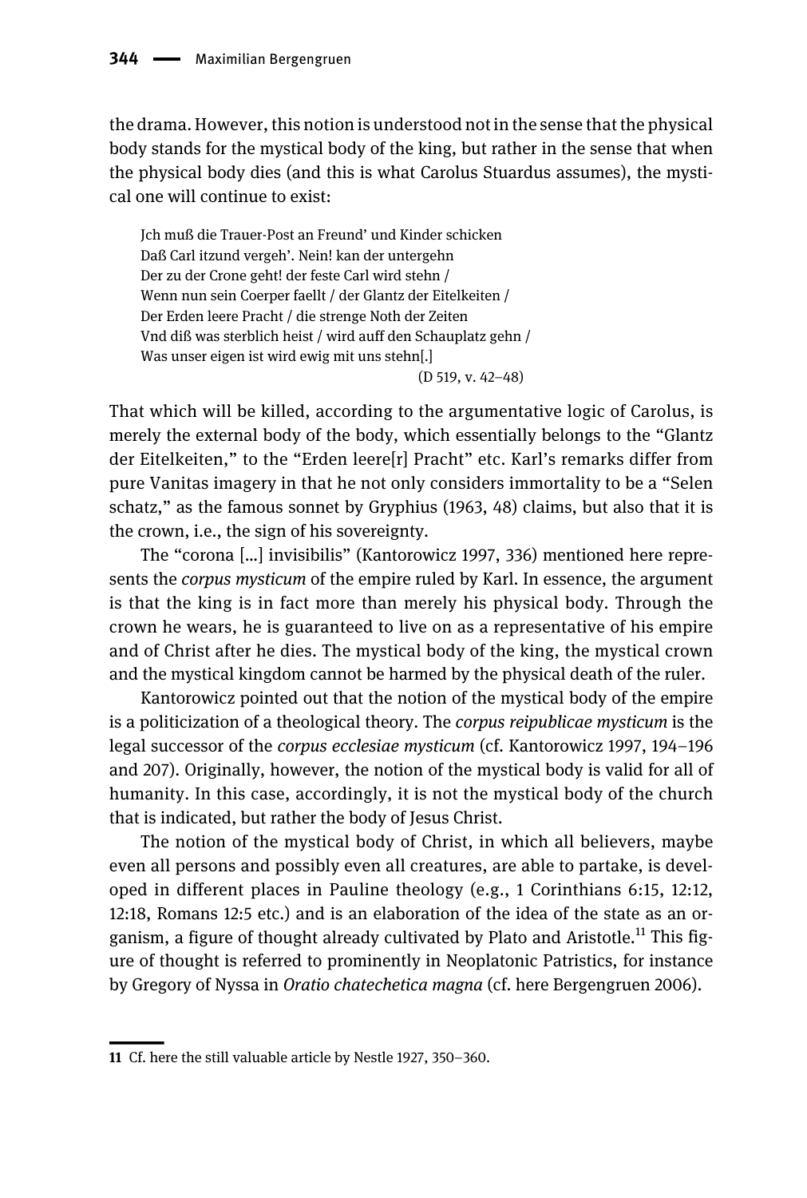the drama. However, this notion is understood not in the sense that the physical body stands for the mystical body of the king, but rather in the sense that when the physical body dies (and this is what Carolus Stuardus assumes), the mystical one will continue to exist:

> Jch muß die Trauer-Post an Freund' und Kinder schicken
> Daß Carl itzund vergeh'. Nein! kan der untergehn
> Der zu der Crone geht! der feste Carl wird stehn /
> Wenn nun sein Coerper faellt / der Glantz der Eitelkeiten /
> Der Erden leere Pracht / die strenge Noth der Zeiten
> Vnd diß was sterblich heist / wird auff den Schauplatz gehn /
> Was unser eigen ist wird ewig mit uns stehn[.]
>
> (D 519, v. 42–48)

That which will be killed, according to the argumentative logic of Carolus, is merely the external body of the body, which essentially belongs to the "Glantz der Eitelkeiten," to the "Erden leere[r] Pracht" etc. Karl's remarks differ from pure Vanitas imagery in that he not only considers immortality to be a "Selen schatz," as the famous sonnet by Gryphius (1963, 48) claims, but also that it is the crown, i.e., the sign of his sovereignty.

The "corona [...] invisibilis" (Kantorowicz 1997, 336) mentioned here represents the *corpus mysticum* of the empire ruled by Karl. In essence, the argument is that the king is in fact more than merely his physical body. Through the crown he wears, he is guaranteed to live on as a representative of his empire and of Christ after he dies. The mystical body of the king, the mystical crown and the mystical kingdom cannot be harmed by the physical death of the ruler.

Kantorowicz pointed out that the notion of the mystical body of the empire is a politicization of a theological theory. The *corpus reipublicae mysticum* is the legal successor of the *corpus ecclesiae mysticum* (cf. Kantorowicz 1997, 194–196 and 207). Originally, however, the notion of the mystical body is valid for all of humanity. In this case, accordingly, it is not the mystical body of the church that is indicated, but rather the body of Jesus Christ.

The notion of the mystical body of Christ, in which all believers, maybe even all persons and possibly even all creatures, are able to partake, is developed in different places in Pauline theology (e.g., 1 Corinthians 6:15, 12:12, 12:18, Romans 12:5 etc.) and is an elaboration of the idea of the state as an organism, a figure of thought already cultivated by Plato and Aristotle.[11] This figure of thought is referred to prominently in Neoplatonic Patristics, for instance by Gregory of Nyssa in *Oratio chatechetica magna* (cf. here Bergengruen 2006).

---

**11** Cf. here the still valuable article by Nestle 1927, 350–360.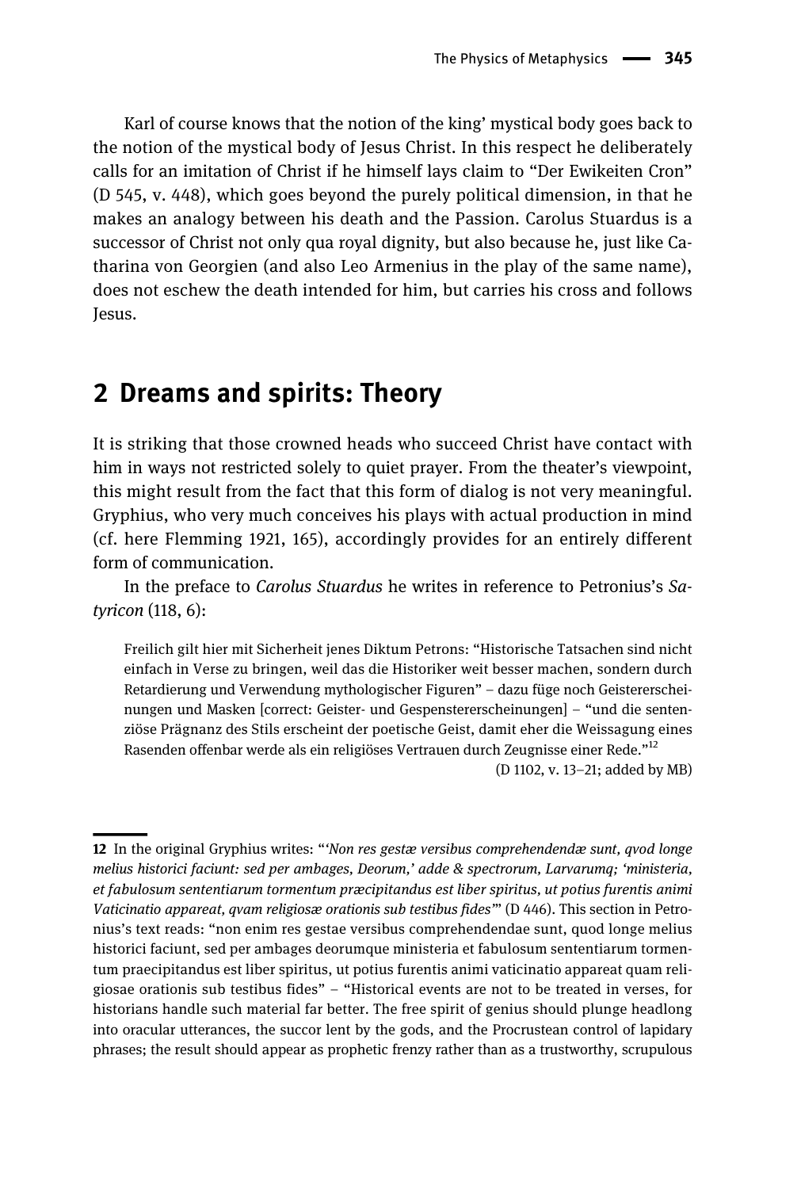Karl of course knows that the notion of the king' mystical body goes back to the notion of the mystical body of Jesus Christ. In this respect he deliberately calls for an imitation of Christ if he himself lays claim to "Der Ewikeiten Cron" (D 545, v. 448), which goes beyond the purely political dimension, in that he makes an analogy between his death and the Passion. Carolus Stuardus is a successor of Christ not only qua royal dignity, but also because he, just like Catharina von Georgien (and also Leo Armenius in the play of the same name), does not eschew the death intended for him, but carries his cross and follows Jesus.

## 2 Dreams and spirits: Theory

It is striking that those crowned heads who succeed Christ have contact with him in ways not restricted solely to quiet prayer. From the theater's viewpoint, this might result from the fact that this form of dialog is not very meaningful. Gryphius, who very much conceives his plays with actual production in mind (cf. here Flemming 1921, 165), accordingly provides for an entirely different form of communication.

In the preface to *Carolus Stuardus* he writes in reference to Petronius's *Satyricon* (118, 6):

> Freilich gilt hier mit Sicherheit jenes Diktum Petrons: "Historische Tatsachen sind nicht einfach in Verse zu bringen, weil das die Historiker weit besser machen, sondern durch Retardierung und Verwendung mythologischer Figuren" – dazu füge noch Geistererscheinungen und Masken [correct: Geister- und Gespenstererscheinungen] – "und die sentenziöse Prägnanz des Stils erscheint der poetische Geist, damit eher die Weissagung eines Rasenden offenbar werde als ein religiöses Vertrauen durch Zeugnisse einer Rede."[12]
>
> (D 1102, v. 13–21; added by MB)

---

**12** In the original Gryphius writes: "*'Non res gestæ versibus comprehendendæ sunt, qvod longe melius historici faciunt: sed per ambages, Deorum,' adde & spectrorum, Larvarumq; 'ministeria, et fabulosum sententiarum tormentum præcipitandus est liber spiritus, ut potius furentis animi Vaticinatio appareat, qvam religiosæ orationis sub testibus fides*'" (D 446). This section in Petronius's text reads: "non enim res gestae versibus comprehendendae sunt, quod longe melius historici faciunt, sed per ambages deorumque ministeria et fabulosum sententiarum tormentum praecipitandus est liber spiritus, ut potius furentis animi vaticinatio appareat quam religiosae orationis sub testibus fides" – "Historical events are not to be treated in verses, for historians handle such material far better. The free spirit of genius should plunge headlong into oracular utterances, the succor lent by the gods, and the Procrustean control of lapidary phrases; the result should appear as prophetic frenzy rather than as a trustworthy, scrupulous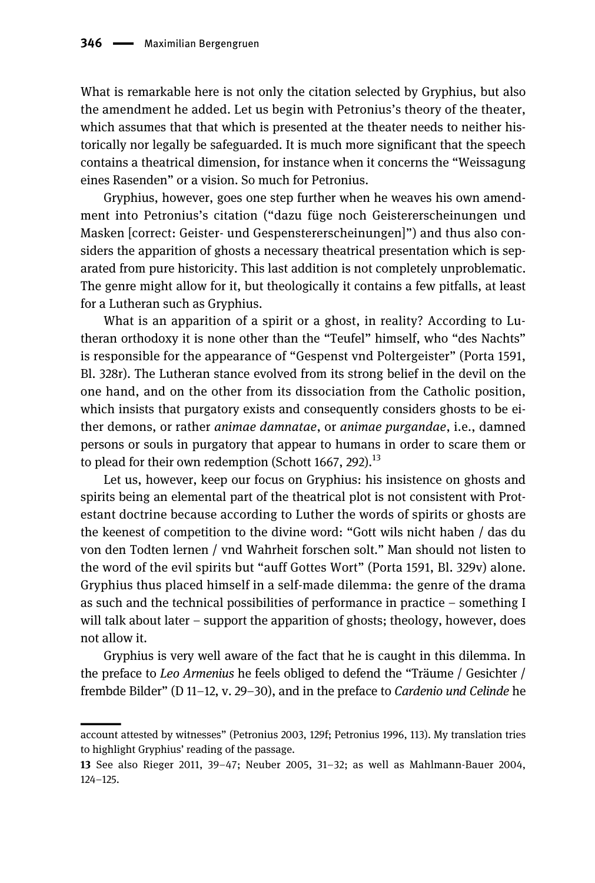What is remarkable here is not only the citation selected by Gryphius, but also the amendment he added. Let us begin with Petronius's theory of the theater, which assumes that that which is presented at the theater needs to neither historically nor legally be safeguarded. It is much more significant that the speech contains a theatrical dimension, for instance when it concerns the "Weissagung eines Rasenden" or a vision. So much for Petronius.

Gryphius, however, goes one step further when he weaves his own amendment into Petronius's citation ("dazu füge noch Geistererscheinungen und Masken [correct: Geister- und Gespenstererscheinungen]") and thus also considers the apparition of ghosts a necessary theatrical presentation which is separated from pure historicity. This last addition is not completely unproblematic. The genre might allow for it, but theologically it contains a few pitfalls, at least for a Lutheran such as Gryphius.

What is an apparition of a spirit or a ghost, in reality? According to Lutheran orthodoxy it is none other than the "Teufel" himself, who "des Nachts" is responsible for the appearance of "Gespenst vnd Poltergeister" (Porta 1591, Bl. 328r). The Lutheran stance evolved from its strong belief in the devil on the one hand, and on the other from its dissociation from the Catholic position, which insists that purgatory exists and consequently considers ghosts to be either demons, or rather *animae damnatae*, or *animae purgandae*, i.e., damned persons or souls in purgatory that appear to humans in order to scare them or to plead for their own redemption (Schott 1667, 292).[13]

Let us, however, keep our focus on Gryphius: his insistence on ghosts and spirits being an elemental part of the theatrical plot is not consistent with Protestant doctrine because according to Luther the words of spirits or ghosts are the keenest of competition to the divine word: "Gott wils nicht haben / das du von den Todten lernen / vnd Wahrheit forschen solt." Man should not listen to the word of the evil spirits but "auff Gottes Wort" (Porta 1591, Bl. 329v) alone. Gryphius thus placed himself in a self-made dilemma: the genre of the drama as such and the technical possibilities of performance in practice – something I will talk about later – support the apparition of ghosts; theology, however, does not allow it.

Gryphius is very well aware of the fact that he is caught in this dilemma. In the preface to *Leo Armenius* he feels obliged to defend the "Träume / Gesichter / frembde Bilder" (D 11–12, v. 29–30), and in the preface to *Cardenio und Celinde* he

---

account attested by witnesses" (Petronius 2003, 129f; Petronius 1996, 113). My translation tries to highlight Gryphius' reading of the passage.

13 See also Rieger 2011, 39–47; Neuber 2005, 31–32; as well as Mahlmann-Bauer 2004, 124–125.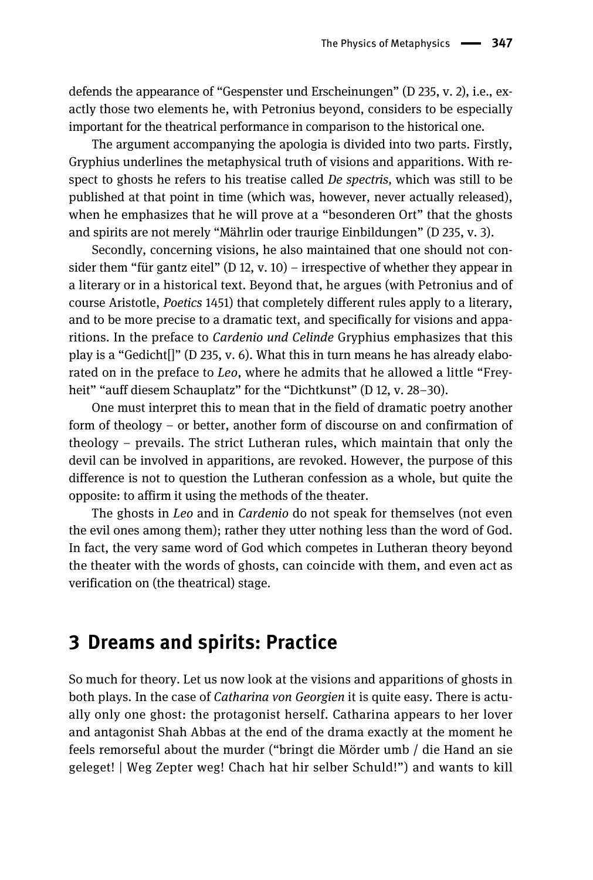defends the appearance of "Gespenster und Erscheinungen" (D 235, v. 2), i.e., exactly those two elements he, with Petronius beyond, considers to be especially important for the theatrical performance in comparison to the historical one.

The argument accompanying the apologia is divided into two parts. Firstly, Gryphius underlines the metaphysical truth of visions and apparitions. With respect to ghosts he refers to his treatise called *De spectris,* which was still to be published at that point in time (which was, however, never actually released), when he emphasizes that he will prove at a "besonderen Ort" that the ghosts and spirits are not merely "Mährlin oder traurige Einbildungen" (D 235, v. 3).

Secondly, concerning visions, he also maintained that one should not consider them "für gantz eitel" (D 12, v. 10) – irrespective of whether they appear in a literary or in a historical text. Beyond that, he argues (with Petronius and of course Aristotle, *Poetics* 1451) that completely different rules apply to a literary, and to be more precise to a dramatic text, and specifically for visions and apparitions. In the preface to *Cardenio und Celinde* Gryphius emphasizes that this play is a "Gedicht[]" (D 235, v. 6). What this in turn means he has already elaborated on in the preface to *Leo*, where he admits that he allowed a little "Freyheit" "auff diesem Schauplatz" for the "Dichtkunst" (D 12, v. 28–30).

One must interpret this to mean that in the field of dramatic poetry another form of theology – or better, another form of discourse on and confirmation of theology – prevails. The strict Lutheran rules, which maintain that only the devil can be involved in apparitions, are revoked. However, the purpose of this difference is not to question the Lutheran confession as a whole, but quite the opposite: to affirm it using the methods of the theater.

The ghosts in *Leo* and in *Cardenio* do not speak for themselves (not even the evil ones among them); rather they utter nothing less than the word of God. In fact, the very same word of God which competes in Lutheran theory beyond the theater with the words of ghosts, can coincide with them, and even act as verification on (the theatrical) stage.

## 3 Dreams and spirits: Practice

So much for theory. Let us now look at the visions and apparitions of ghosts in both plays. In the case of *Catharina von Georgien* it is quite easy. There is actually only one ghost: the protagonist herself. Catharina appears to her lover and antagonist Shah Abbas at the end of the drama exactly at the moment he feels remorseful about the murder ("bringt die Mörder umb / die Hand an sie geleget! | Weg Zepter weg! Chach hat hir selber Schuld!") and wants to kill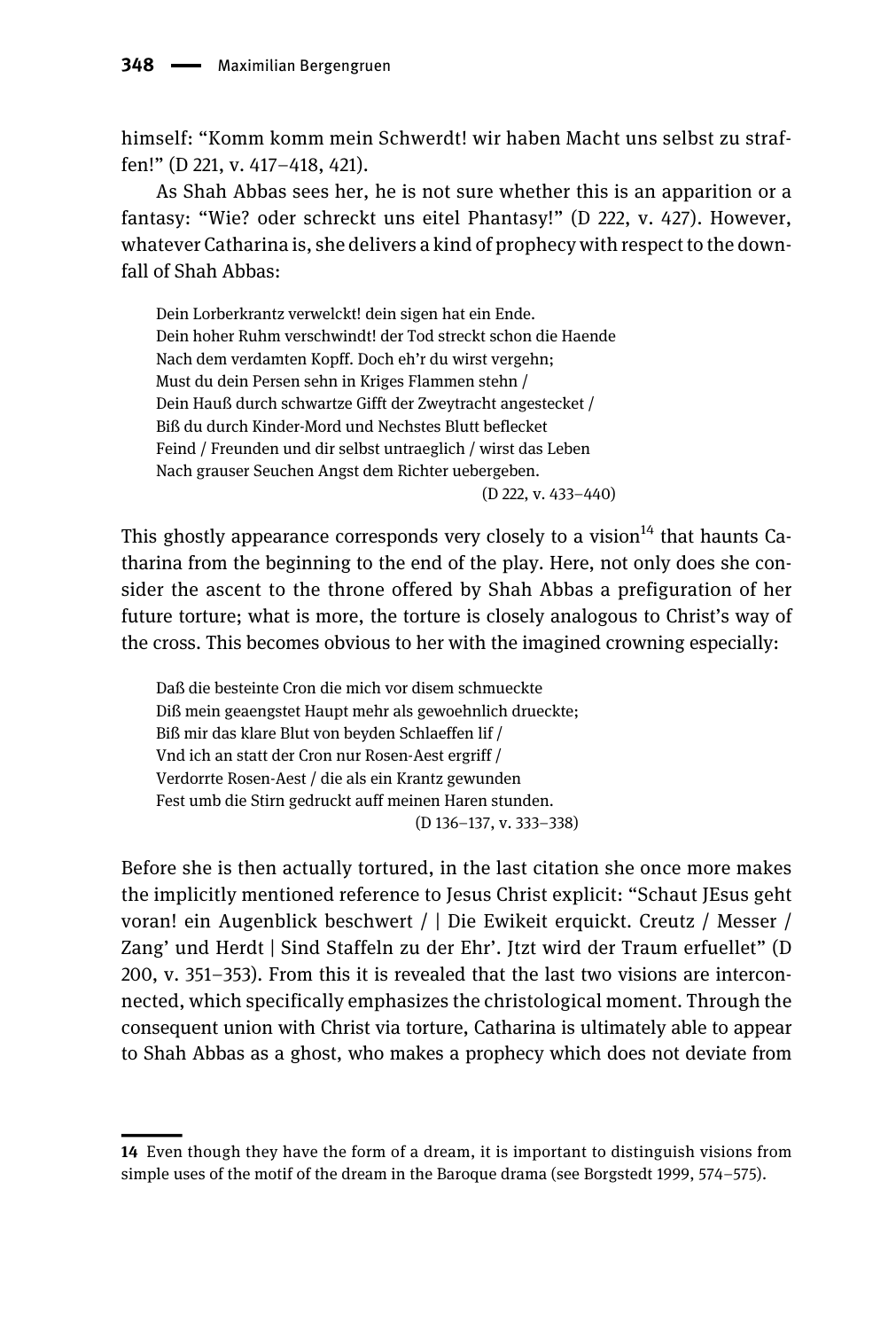himself: “Komm komm mein Schwerdt! wir haben Macht uns selbst zu straffen!” (D 221, v. 417–418, 421).

As Shah Abbas sees her, he is not sure whether this is an apparition or a fantasy: “Wie? oder schreckt uns eitel Phantasy!” (D 222, v. 427). However, whatever Catharina is, she delivers a kind of prophecy with respect to the downfall of Shah Abbas:

> Dein Lorberkrantz verwelckt! dein sigen hat ein Ende.
> Dein hoher Ruhm verschwindt! der Tod streckt schon die Haende
> Nach dem verdamten Kopff. Doch eh’r du wirst vergehn;
> Must du dein Persen sehn in Kriges Flammen stehn /
> Dein Hauß durch schwartze Gifft der Zweytracht angestecket /
> Biß du durch Kinder-Mord und Nechstes Blutt beflecket
> Feind / Freunden und dir selbst untraeglich / wirst das Leben
> Nach grauser Seuchen Angst dem Richter uebergeben.
> (D 222, v. 433–440)

This ghostly appearance corresponds very closely to a vision[14] that haunts Catharina from the beginning to the end of the play. Here, not only does she consider the ascent to the throne offered by Shah Abbas a prefiguration of her future torture; what is more, the torture is closely analogous to Christ’s way of the cross. This becomes obvious to her with the imagined crowning especially:

> Daß die besteinte Cron die mich vor disem schmueckte
> Diß mein geaengstet Haupt mehr als gewoehnlich drueckte;
> Biß mir das klare Blut von beyden Schlaeffen lif /
> Vnd ich an statt der Cron nur Rosen-Aest ergriff /
> Verdorrte Rosen-Aest / die als ein Krantz gewunden
> Fest umb die Stirn gedruckt auff meinen Haren stunden.
> (D 136–137, v. 333–338)

Before she is then actually tortured, in the last citation she once more makes the implicitly mentioned reference to Jesus Christ explicit: “Schaut JEsus geht voran! ein Augenblick beschwert / | Die Ewikeit erquickt. Creutz / Messer / Zang’ und Herdt | Sind Staffeln zu der Ehr’. Jtzt wird der Traum erfuellet” (D 200, v. 351–353). From this it is revealed that the last two visions are interconnected, which specifically emphasizes the christological moment. Through the consequent union with Christ via torture, Catharina is ultimately able to appear to Shah Abbas as a ghost, who makes a prophecy which does not deviate from

14 Even though they have the form of a dream, it is important to distinguish visions from simple uses of the motif of the dream in the Baroque drama (see Borgstedt 1999, 574–575).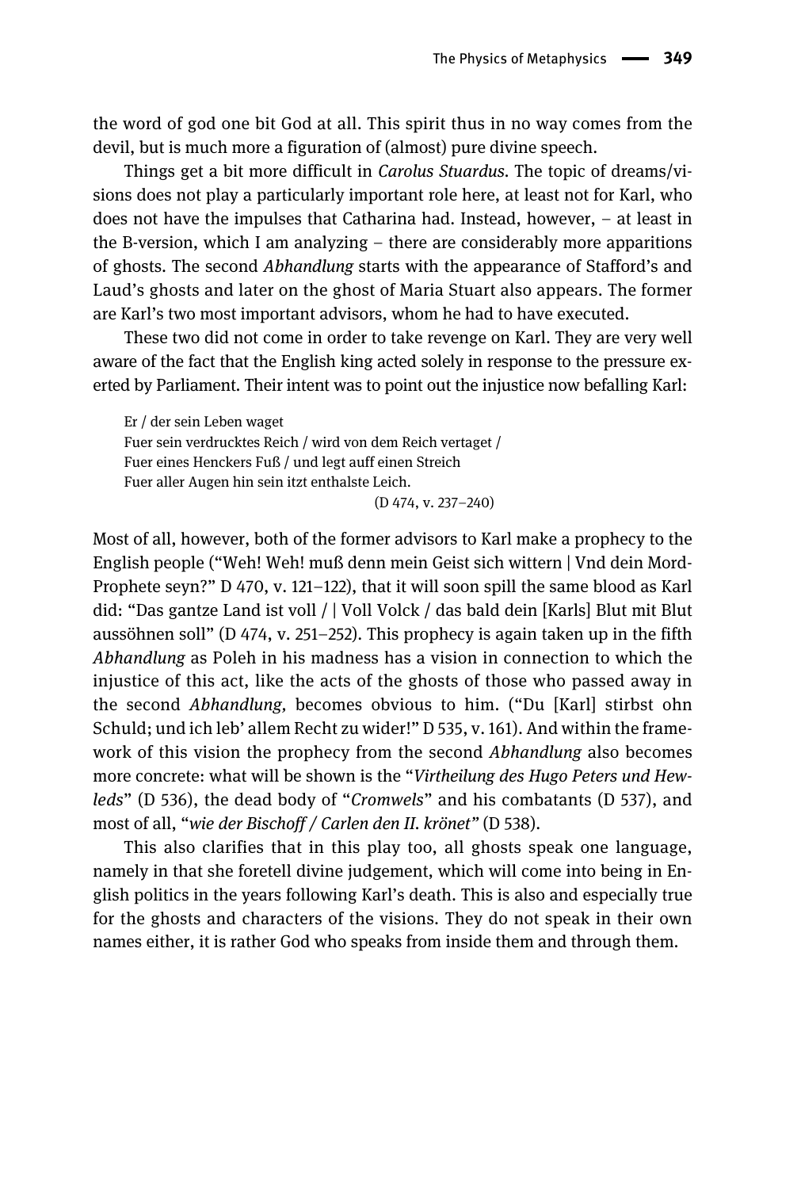the word of god one bit God at all. This spirit thus in no way comes from the devil, but is much more a figuration of (almost) pure divine speech.

Things get a bit more difficult in *Carolus Stuardus*. The topic of dreams/visions does not play a particularly important role here, at least not for Karl, who does not have the impulses that Catharina had. Instead, however, – at least in the B-version, which I am analyzing – there are considerably more apparitions of ghosts. The second *Abhandlung* starts with the appearance of Stafford's and Laud's ghosts and later on the ghost of Maria Stuart also appears. The former are Karl's two most important advisors, whom he had to have executed.

These two did not come in order to take revenge on Karl. They are very well aware of the fact that the English king acted solely in response to the pressure exerted by Parliament. Their intent was to point out the injustice now befalling Karl:

> Er / der sein Leben waget
> Fuer sein verdrucktes Reich / wird von dem Reich vertaget /
> Fuer eines Henckers Fuß / und legt auff einen Streich
> Fuer aller Augen hin sein itzt enthalste Leich.
> (D 474, v. 237–240)

Most of all, however, both of the former advisors to Karl make a prophecy to the English people ("Weh! Weh! muß denn mein Geist sich wittern | Vnd dein Mord-Prophete seyn?" D 470, v. 121–122), that it will soon spill the same blood as Karl did: "Das gantze Land ist voll / | Voll Volck / das bald dein [Karls] Blut mit Blut aussöhnen soll" (D 474, v. 251–252). This prophecy is again taken up in the fifth *Abhandlung* as Poleh in his madness has a vision in connection to which the injustice of this act, like the acts of the ghosts of those who passed away in the second *Abhandlung*, becomes obvious to him. ("Du [Karl] stirbst ohn Schuld; und ich leb' allem Recht zu wider!" D 535, v. 161). And within the framework of this vision the prophecy from the second *Abhandlung* also becomes more concrete: what will be shown is the "*Virtheilung des Hugo Peters und Hewleds*" (D 536), the dead body of "*Cromwels*" and his combatants (D 537), and most of all, "*wie der Bischoff / Carlen den II. krönet*" (D 538).

This also clarifies that in this play too, all ghosts speak one language, namely in that she foretell divine judgement, which will come into being in English politics in the years following Karl's death. This is also and especially true for the ghosts and characters of the visions. They do not speak in their own names either, it is rather God who speaks from inside them and through them.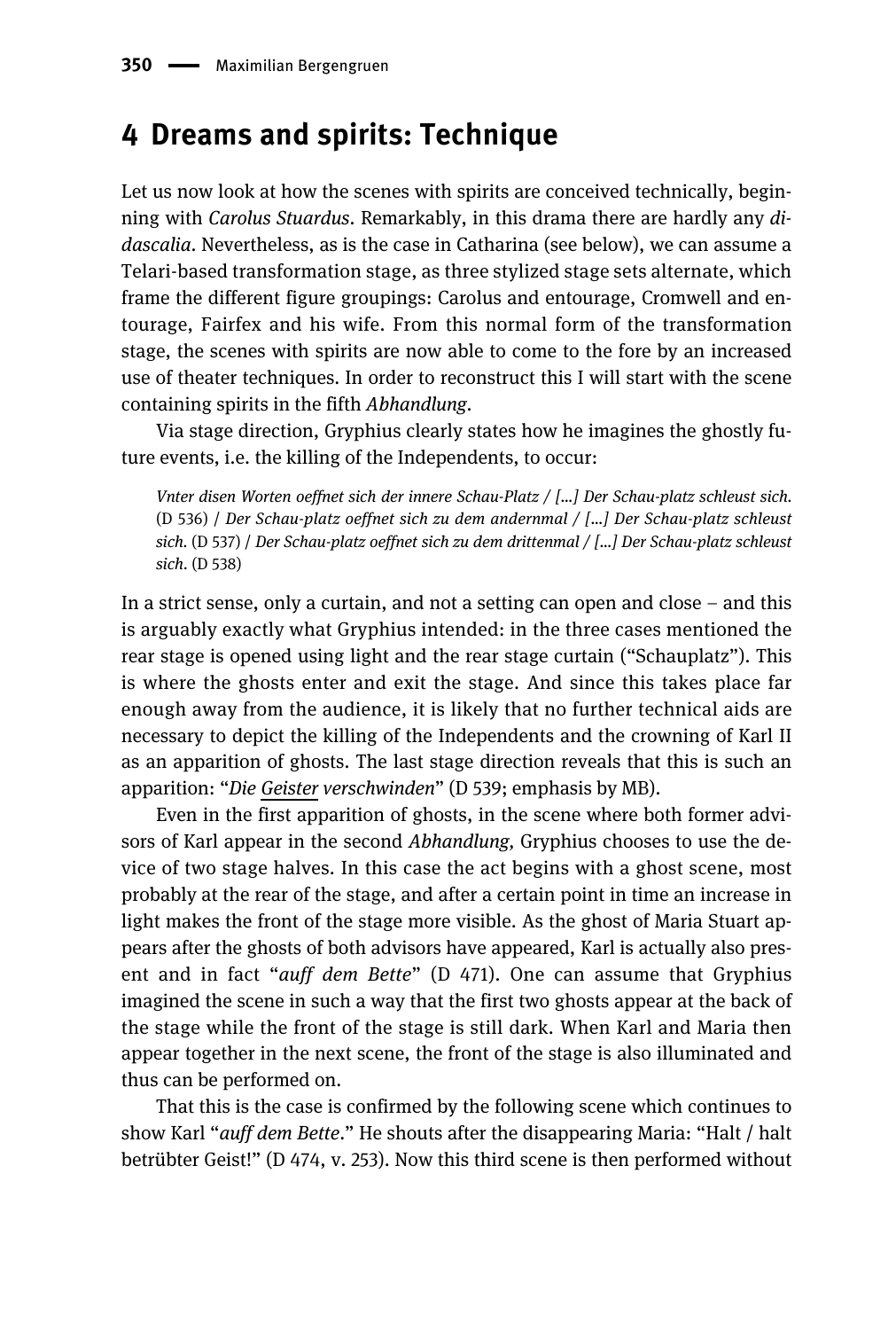## 4 Dreams and spirits: Technique

Let us now look at how the scenes with spirits are conceived technically, beginning with *Carolus Stuardus*. Remarkably, in this drama there are hardly any *didascalia*. Nevertheless, as is the case in Catharina (see below), we can assume a Telari-based transformation stage, as three stylized stage sets alternate, which frame the different figure groupings: Carolus and entourage, Cromwell and entourage, Fairfex and his wife. From this normal form of the transformation stage, the scenes with spirits are now able to come to the fore by an increased use of theater techniques. In order to reconstruct this I will start with the scene containing spirits in the fifth *Abhandlung*.

Via stage direction, Gryphius clearly states how he imagines the ghostly future events, i.e. the killing of the Independents, to occur:

> *Vnter disen Worten oeffnet sich der innere Schau-Platz / [...] Der Schau-platz schleust sich.* (D 536) / *Der Schau-platz oeffnet sich zu dem andernmal / [...] Der Schau-platz schleust sich.* (D 537) / *Der Schau-platz oeffnet sich zu dem drittenmal / [...] Der Schau-platz schleust sich.* (D 538)

In a strict sense, only a curtain, and not a setting can open and close – and this is arguably exactly what Gryphius intended: in the three cases mentioned the rear stage is opened using light and the rear stage curtain ("Schauplatz"). This is where the ghosts enter and exit the stage. And since this takes place far enough away from the audience, it is likely that no further technical aids are necessary to depict the killing of the Independents and the crowning of Karl II as an apparition of ghosts. The last stage direction reveals that this is such an apparition: "*Die Geister verschwinden*" (D 539; emphasis by MB).

Even in the first apparition of ghosts, in the scene where both former advisors of Karl appear in the second *Abhandlung,* Gryphius chooses to use the device of two stage halves. In this case the act begins with a ghost scene, most probably at the rear of the stage, and after a certain point in time an increase in light makes the front of the stage more visible. As the ghost of Maria Stuart appears after the ghosts of both advisors have appeared, Karl is actually also present and in fact "*auff dem Bette*" (D 471). One can assume that Gryphius imagined the scene in such a way that the first two ghosts appear at the back of the stage while the front of the stage is still dark. When Karl and Maria then appear together in the next scene, the front of the stage is also illuminated and thus can be performed on.

That this is the case is confirmed by the following scene which continues to show Karl "*auff dem Bette*." He shouts after the disappearing Maria: "Halt / halt betrübter Geist!" (D 474, v. 253). Now this third scene is then performed without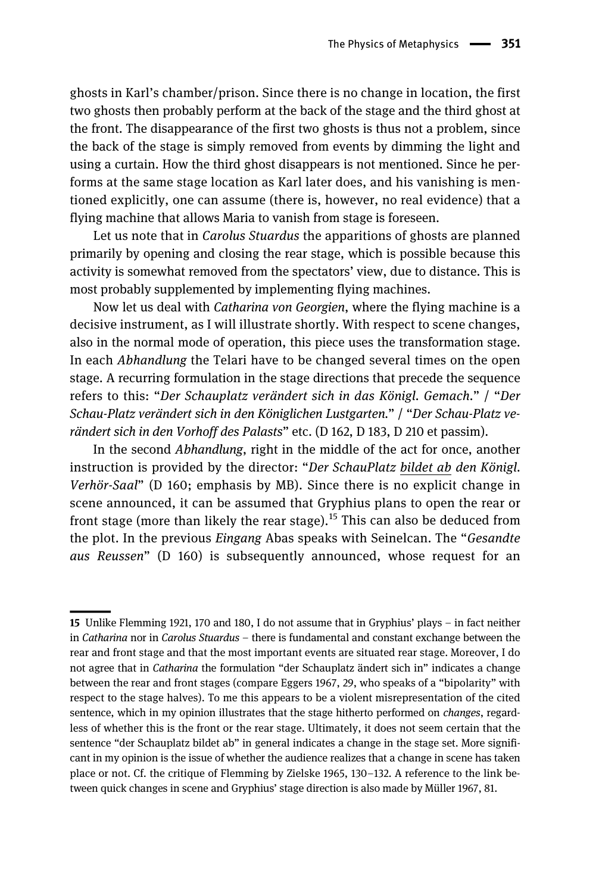ghosts in Karl's chamber/prison. Since there is no change in location, the first two ghosts then probably perform at the back of the stage and the third ghost at the front. The disappearance of the first two ghosts is thus not a problem, since the back of the stage is simply removed from events by dimming the light and using a curtain. How the third ghost disappears is not mentioned. Since he performs at the same stage location as Karl later does, and his vanishing is mentioned explicitly, one can assume (there is, however, no real evidence) that a flying machine that allows Maria to vanish from stage is foreseen.

Let us note that in *Carolus Stuardus* the apparitions of ghosts are planned primarily by opening and closing the rear stage, which is possible because this activity is somewhat removed from the spectators' view, due to distance. This is most probably supplemented by implementing flying machines.

Now let us deal with *Catharina von Georgien*, where the flying machine is a decisive instrument, as I will illustrate shortly. With respect to scene changes, also in the normal mode of operation, this piece uses the transformation stage. In each *Abhandlung* the Telari have to be changed several times on the open stage. A recurring formulation in the stage directions that precede the sequence refers to this: "*Der Schauplatz verändert sich in das Königl. Gemach.*" / "*Der Schau-Platz verändert sich in den Königlichen Lustgarten.*" / "*Der Schau-Platz verändert sich in den Vorhoff des Palasts*" etc. (D 162, D 183, D 210 et passim).

In the second *Abhandlung*, right in the middle of the act for once, another instruction is provided by the director: "*Der SchauPlatz <u>bildet ab</u> den Königl. Verhör-Saal*" (D 160; emphasis by MB). Since there is no explicit change in scene announced, it can be assumed that Gryphius plans to open the rear or front stage (more than likely the rear stage).[15] This can also be deduced from the plot. In the previous *Eingang* Abas speaks with Seinelcan. The "*Gesandte aus Reussen*" (D 160) is subsequently announced, whose request for an

---

15 Unlike Flemming 1921, 170 and 180, I do not assume that in Gryphius' plays – in fact neither in *Catharina* nor in *Carolus Stuardus* – there is fundamental and constant exchange between the rear and front stage and that the most important events are situated rear stage. Moreover, I do not agree that in *Catharina* the formulation "der Schauplatz ändert sich in" indicates a change between the rear and front stages (compare Eggers 1967, 29, who speaks of a "bipolarity" with respect to the stage halves). To me this appears to be a violent misrepresentation of the cited sentence, which in my opinion illustrates that the stage hitherto performed on *changes*, regardless of whether this is the front or the rear stage. Ultimately, it does not seem certain that the sentence "der Schauplatz bildet ab" in general indicates a change in the stage set. More significant in my opinion is the issue of whether the audience realizes that a change in scene has taken place or not. Cf. the critique of Flemming by Zielske 1965, 130–132. A reference to the link between quick changes in scene and Gryphius' stage direction is also made by Müller 1967, 81.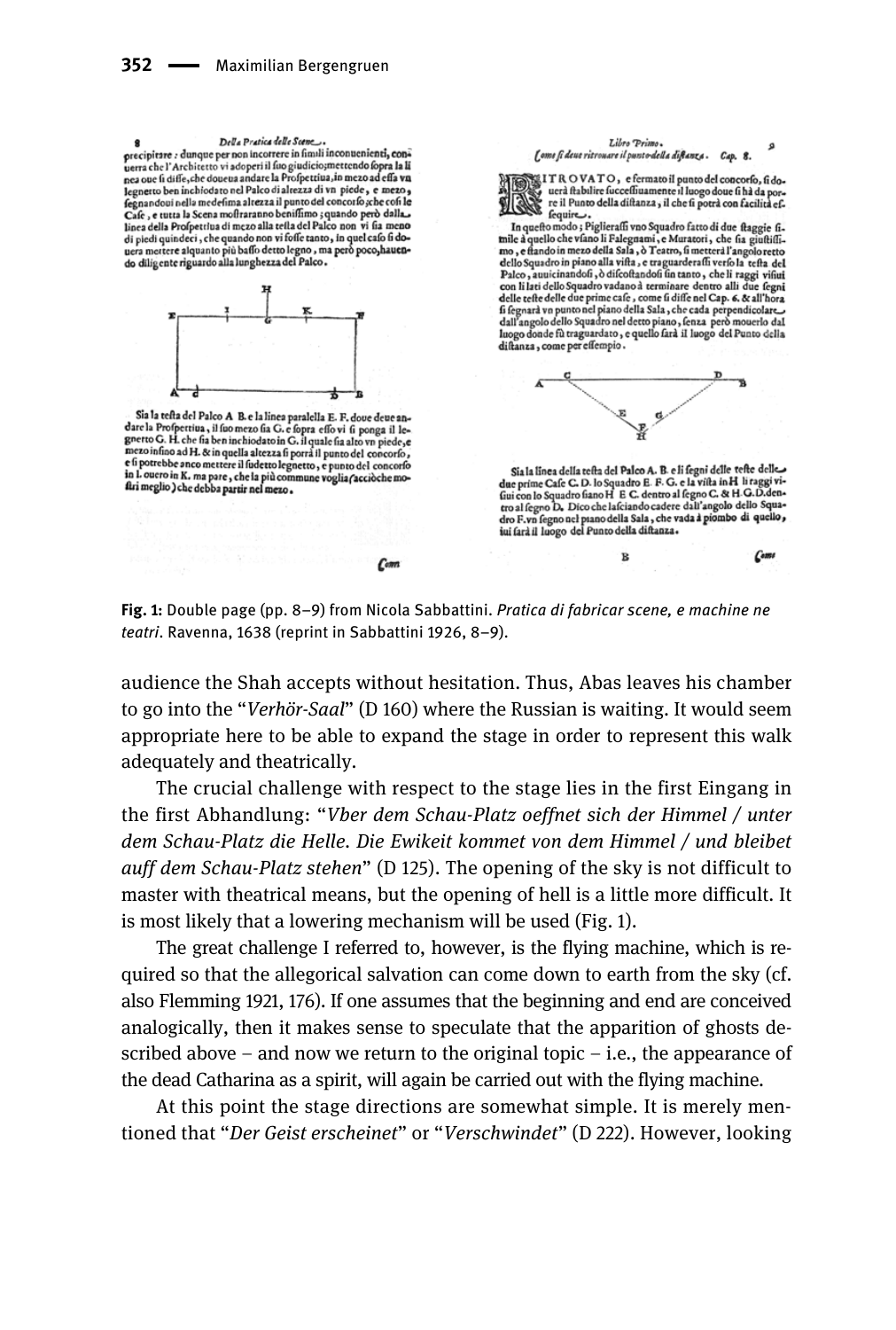Fig. 1: Double page (pp. 8–9) from Nicola Sabbattini. *Pratica di fabricar scene, e machine ne teatri*. Ravenna, 1638 (reprint in Sabbattini 1926, 8–9).

audience the Shah accepts without hesitation. Thus, Abas leaves his chamber to go into the "*Verhör-Saal*" (D 160) where the Russian is waiting. It would seem appropriate here to be able to expand the stage in order to represent this walk adequately and theatrically.

The crucial challenge with respect to the stage lies in the first Eingang in the first Abhandlung: "*Vber dem Schau-Platz oeffnet sich der Himmel / unter dem Schau-Platz die Helle. Die Ewikeit kommet von dem Himmel / und bleibet auff dem Schau-Platz stehen*" (D 125). The opening of the sky is not difficult to master with theatrical means, but the opening of hell is a little more difficult. It is most likely that a lowering mechanism will be used (Fig. 1).

The great challenge I referred to, however, is the flying machine, which is required so that the allegorical salvation can come down to earth from the sky (cf. also Flemming 1921, 176). If one assumes that the beginning and end are conceived analogically, then it makes sense to speculate that the apparition of ghosts described above – and now we return to the original topic – i.e., the appearance of the dead Catharina as a spirit, will again be carried out with the flying machine.

At this point the stage directions are somewhat simple. It is merely mentioned that "*Der Geist erscheinet*" or "*Verschwindet*" (D 222). However, looking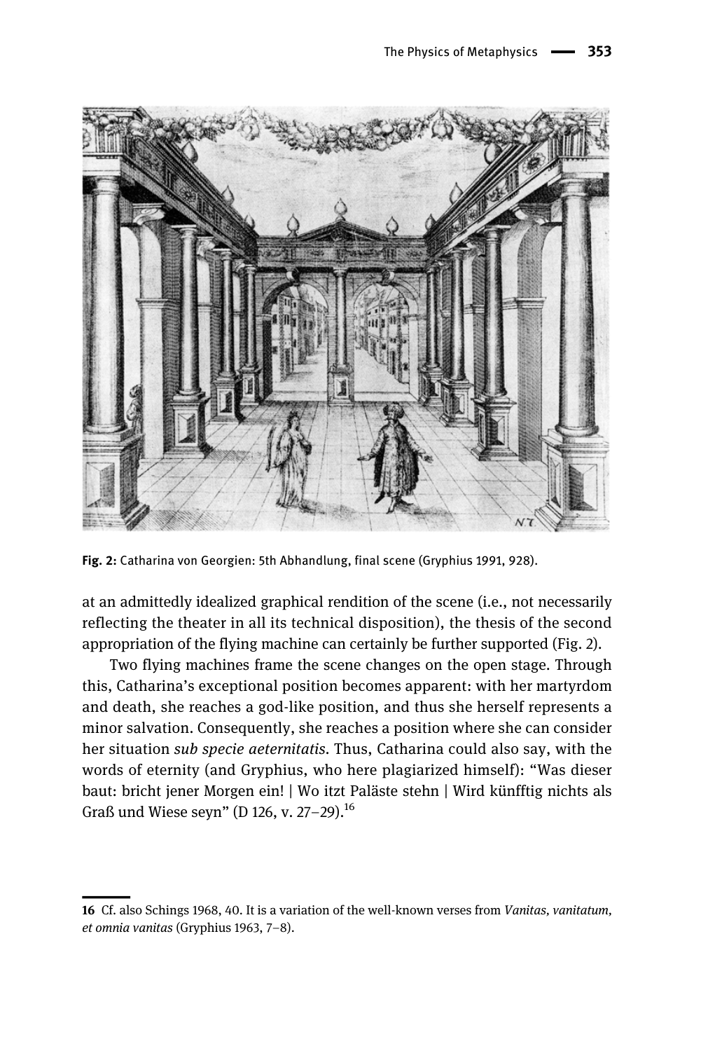**Fig. 2:** Catharina von Georgien: 5th Abhandlung, final scene (Gryphius 1991, 928).

at an admittedly idealized graphical rendition of the scene (i.e., not necessarily reflecting the theater in all its technical disposition), the thesis of the second appropriation of the flying machine can certainly be further supported (Fig. 2).

Two flying machines frame the scene changes on the open stage. Through this, Catharina's exceptional position becomes apparent: with her martyrdom and death, she reaches a god-like position, and thus she herself represents a minor salvation. Consequently, she reaches a position where she can consider her situation *sub specie aeternitatis*. Thus, Catharina could also say, with the words of eternity (and Gryphius, who here plagiarized himself): "Was dieser baut: bricht jener Morgen ein! | Wo itzt Paläste stehn | Wird künfftig nichts als Graß und Wiese seyn" (D 126, v. 27–29).[16]

---

16 Cf. also Schings 1968, 40. It is a variation of the well-known verses from *Vanitas, vanitatum, et omnia vanitas* (Gryphius 1963, 7–8).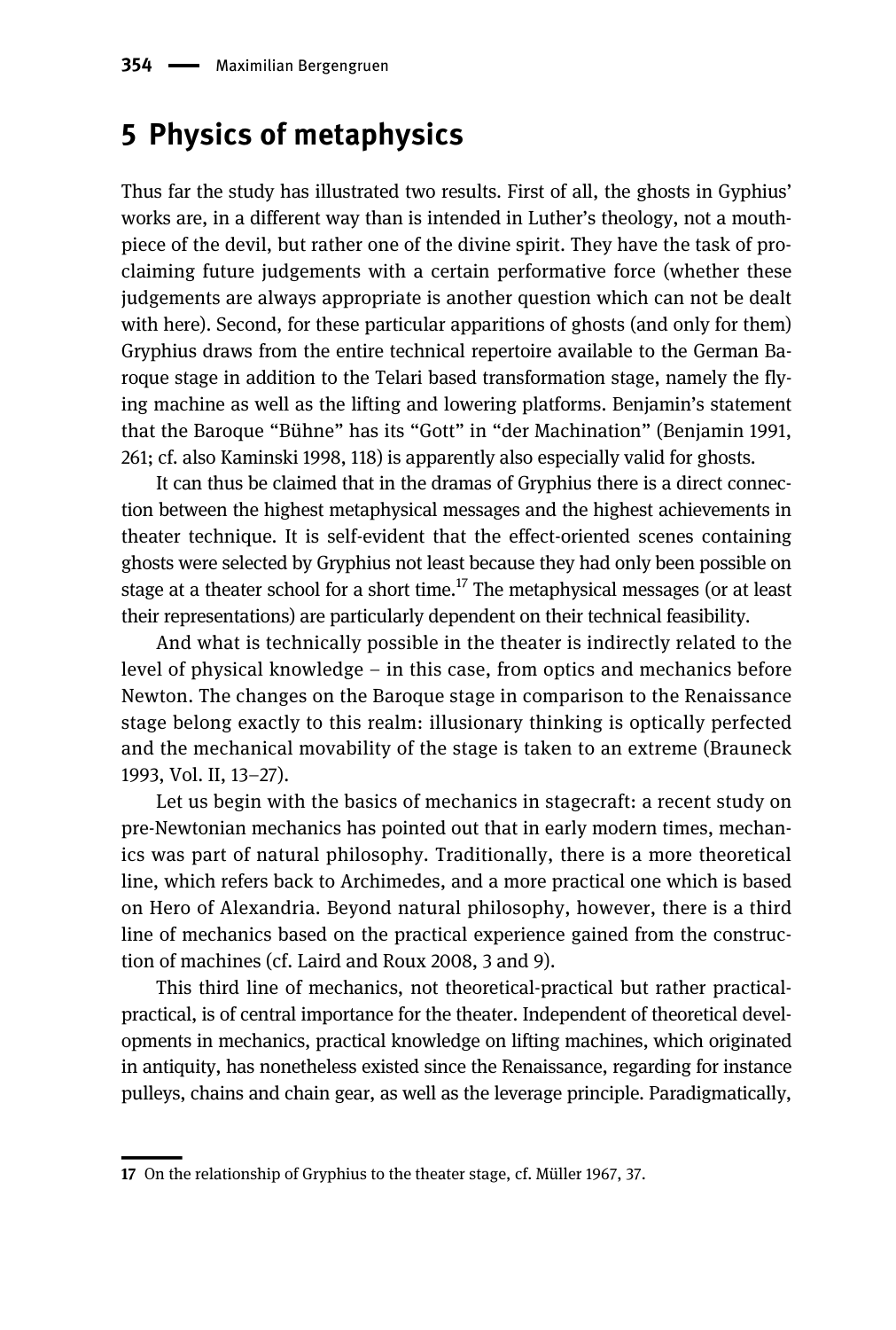## 5 Physics of metaphysics

Thus far the study has illustrated two results. First of all, the ghosts in Gyphius' works are, in a different way than is intended in Luther's theology, not a mouthpiece of the devil, but rather one of the divine spirit. They have the task of proclaiming future judgements with a certain performative force (whether these judgements are always appropriate is another question which can not be dealt with here). Second, for these particular apparitions of ghosts (and only for them) Gryphius draws from the entire technical repertoire available to the German Baroque stage in addition to the Telari based transformation stage, namely the flying machine as well as the lifting and lowering platforms. Benjamin's statement that the Baroque "Bühne" has its "Gott" in "der Machination" (Benjamin 1991, 261; cf. also Kaminski 1998, 118) is apparently also especially valid for ghosts.

It can thus be claimed that in the dramas of Gryphius there is a direct connection between the highest metaphysical messages and the highest achievements in theater technique. It is self-evident that the effect-oriented scenes containing ghosts were selected by Gryphius not least because they had only been possible on stage at a theater school for a short time.[17] The metaphysical messages (or at least their representations) are particularly dependent on their technical feasibility.

And what is technically possible in the theater is indirectly related to the level of physical knowledge – in this case, from optics and mechanics before Newton. The changes on the Baroque stage in comparison to the Renaissance stage belong exactly to this realm: illusionary thinking is optically perfected and the mechanical movability of the stage is taken to an extreme (Brauneck 1993, Vol. II, 13–27).

Let us begin with the basics of mechanics in stagecraft: a recent study on pre-Newtonian mechanics has pointed out that in early modern times, mechanics was part of natural philosophy. Traditionally, there is a more theoretical line, which refers back to Archimedes, and a more practical one which is based on Hero of Alexandria. Beyond natural philosophy, however, there is a third line of mechanics based on the practical experience gained from the construction of machines (cf. Laird and Roux 2008, 3 and 9).

This third line of mechanics, not theoretical-practical but rather practical-practical, is of central importance for the theater. Independent of theoretical developments in mechanics, practical knowledge on lifting machines, which originated in antiquity, has nonetheless existed since the Renaissance, regarding for instance pulleys, chains and chain gear, as well as the leverage principle. Paradigmatically,

---

17 On the relationship of Gryphius to the theater stage, cf. Müller 1967, 37.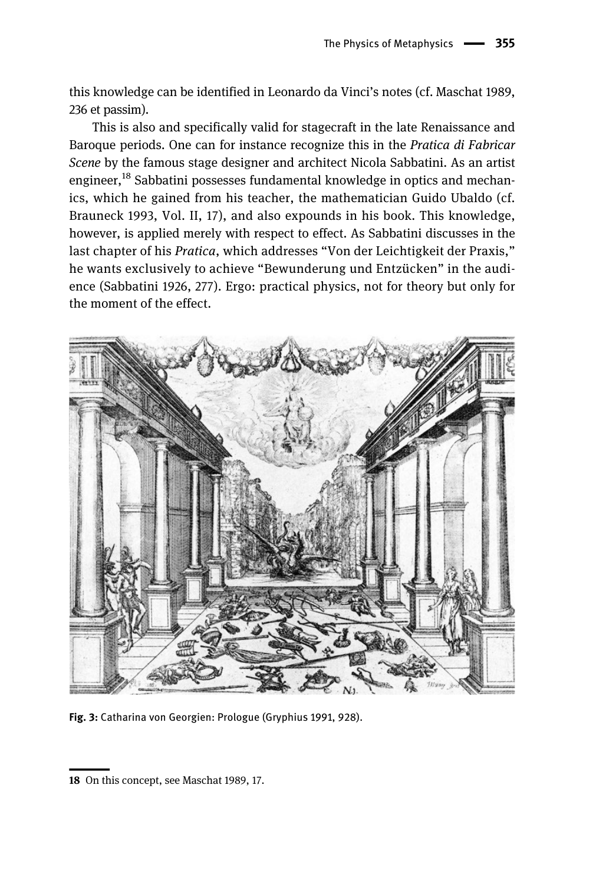this knowledge can be identified in Leonardo da Vinci's notes (cf. Maschat 1989, 236 et passim).

This is also and specifically valid for stagecraft in the late Renaissance and Baroque periods. One can for instance recognize this in the *Pratica di Fabricar Scene* by the famous stage designer and architect Nicola Sabbatini. As an artist engineer,[18] Sabbatini possesses fundamental knowledge in optics and mechanics, which he gained from his teacher, the mathematician Guido Ubaldo (cf. Brauneck 1993, Vol. II, 17), and also expounds in his book. This knowledge, however, is applied merely with respect to effect. As Sabbatini discusses in the last chapter of his *Pratica*, which addresses "Von der Leichtigkeit der Praxis," he wants exclusively to achieve "Bewunderung und Entzücken" in the audience (Sabbatini 1926, 277). Ergo: practical physics, not for theory but only for the moment of the effect.

**Fig. 3:** Catharina von Georgien: Prologue (Gryphius 1991, 928).

18 On this concept, see Maschat 1989, 17.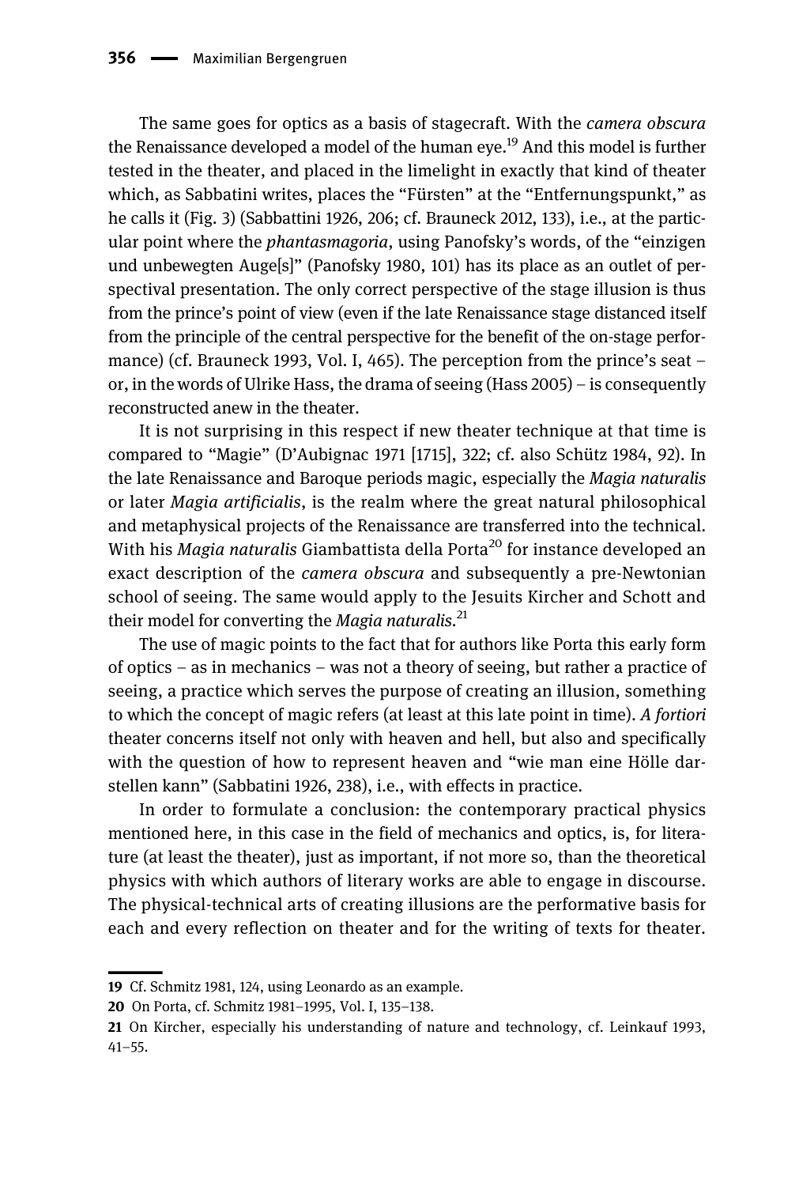The same goes for optics as a basis of stagecraft. With the *camera obscura* the Renaissance developed a model of the human eye.[19] And this model is further tested in the theater, and placed in the limelight in exactly that kind of theater which, as Sabbatini writes, places the "Fürsten" at the "Entfernungspunkt," as he calls it (Fig. 3) (Sabbattini 1926, 206; cf. Brauneck 2012, 133), i.e., at the particular point where the *phantasmagoria*, using Panofsky's words, of the "einzigen und unbewegten Auge[s]" (Panofsky 1980, 101) has its place as an outlet of perspectival presentation. The only correct perspective of the stage illusion is thus from the prince's point of view (even if the late Renaissance stage distanced itself from the principle of the central perspective for the benefit of the on-stage performance) (cf. Brauneck 1993, Vol. I, 465). The perception from the prince's seat – or, in the words of Ulrike Hass, the drama of seeing (Hass 2005) – is consequently reconstructed anew in the theater.

It is not surprising in this respect if new theater technique at that time is compared to "Magie" (D'Aubignac 1971 [1715], 322; cf. also Schütz 1984, 92). In the late Renaissance and Baroque periods magic, especially the *Magia naturalis* or later *Magia artificialis*, is the realm where the great natural philosophical and metaphysical projects of the Renaissance are transferred into the technical. With his *Magia naturalis* Giambattista della Porta[20] for instance developed an exact description of the *camera obscura* and subsequently a pre-Newtonian school of seeing. The same would apply to the Jesuits Kircher and Schott and their model for converting the *Magia naturalis*.[21]

The use of magic points to the fact that for authors like Porta this early form of optics – as in mechanics – was not a theory of seeing, but rather a practice of seeing, a practice which serves the purpose of creating an illusion, something to which the concept of magic refers (at least at this late point in time). *A fortiori* theater concerns itself not only with heaven and hell, but also and specifically with the question of how to represent heaven and "wie man eine Hölle darstellen kann" (Sabbatini 1926, 238), i.e., with effects in practice.

In order to formulate a conclusion: the contemporary practical physics mentioned here, in this case in the field of mechanics and optics, is, for literature (at least the theater), just as important, if not more so, than the theoretical physics with which authors of literary works are able to engage in discourse. The physical-technical arts of creating illusions are the performative basis for each and every reflection on theater and for the writing of texts for theater.

---

19 Cf. Schmitz 1981, 124, using Leonardo as an example.

20 On Porta, cf. Schmitz 1981–1995, Vol. I, 135–138.

21 On Kircher, especially his understanding of nature and technology, cf. Leinkauf 1993, 41–55.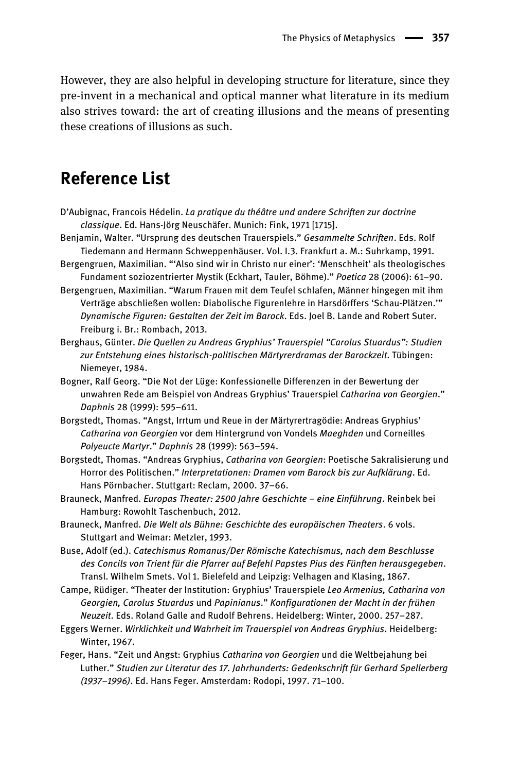However, they are also helpful in developing structure for literature, since they pre-invent in a mechanical and optical manner what literature in its medium also strives toward: the art of creating illusions and the means of presenting these creations of illusions as such.

## Reference List

D'Aubignac, Francois Hédelin. *La pratique du théâtre und andere Schriften zur doctrine classique*. Ed. Hans-Jörg Neuschäfer. Munich: Fink, 1971 [1715].

Benjamin, Walter. "Ursprung des deutschen Trauerspiels." *Gesammelte Schriften*. Eds. Rolf Tiedemann and Hermann Schweppenhäuser. Vol. I.3. Frankfurt a. M.: Suhrkamp, 1991.

Bergengruen, Maximilian. "'Also sind wir in Christo nur einer': 'Menschheit' als theologisches Fundament soziozentrierter Mystik (Eckhart, Tauler, Böhme)." *Poetica* 28 (2006): 61–90.

Bergengruen, Maximilian. "Warum Frauen mit dem Teufel schlafen, Männer hingegen mit ihm Verträge abschließen wollen: Diabolische Figurenlehre in Harsdörffers 'Schau-Plätzen.'" *Dynamische Figuren: Gestalten der Zeit im Barock*. Eds. Joel B. Lande and Robert Suter. Freiburg i. Br.: Rombach, 2013.

Berghaus, Günter. *Die Quellen zu Andreas Gryphius' Trauerspiel "Carolus Stuardus": Studien zur Entstehung eines historisch-politischen Märtyrerdramas der Barockzeit*. Tübingen: Niemeyer, 1984.

Bogner, Ralf Georg. "Die Not der Lüge: Konfessionelle Differenzen in der Bewertung der unwahren Rede am Beispiel von Andreas Gryphius' Trauerspiel *Catharina von Georgien*." *Daphnis* 28 (1999): 595–611.

Borgstedt, Thomas. "Angst, Irrtum und Reue in der Märtyrertragödie: Andreas Gryphius' *Catharina von Georgien* vor dem Hintergrund von Vondels *Maeghden* und Corneilles *Polyeucte Martyr*." *Daphnis* 28 (1999): 563–594.

Borgstedt, Thomas. "Andreas Gryphius, *Catharina von Georgien*: Poetische Sakralisierung und Horror des Politischen." *Interpretationen: Dramen vom Barock bis zur Aufklärung*. Ed. Hans Pörnbacher. Stuttgart: Reclam, 2000. 37–66.

Brauneck, Manfred. *Europas Theater: 2500 Jahre Geschichte – eine Einführung*. Reinbek bei Hamburg: Rowohlt Taschenbuch, 2012.

Brauneck, Manfred. *Die Welt als Bühne: Geschichte des europäischen Theaters*. 6 vols. Stuttgart and Weimar: Metzler, 1993.

Buse, Adolf (ed.). *Catechismus Romanus/Der Römische Katechismus, nach dem Beschlusse des Concils von Trient für die Pfarrer auf Befehl Papstes Pius des Fünften herausgegeben*. Transl. Wilhelm Smets. Vol 1. Bielefeld and Leipzig: Velhagen and Klasing, 1867.

Campe, Rüdiger. "Theater der Institution: Gryphius' Trauerspiele *Leo Armenius, Catharina von Georgien, Carolus Stuardus* und *Papinianus*." *Konfigurationen der Macht in der frühen Neuzeit*. Eds. Roland Galle and Rudolf Behrens. Heidelberg: Winter, 2000. 257–287.

Eggers Werner. *Wirklichkeit und Wahrheit im Trauerspiel von Andreas Gryphius*. Heidelberg: Winter, 1967.

Feger, Hans. "Zeit und Angst: Gryphius *Catharina von Georgien* und die Weltbejahung bei Luther." *Studien zur Literatur des 17. Jahrhunderts: Gedenkschrift für Gerhard Spellerberg (1937–1996)*. Ed. Hans Feger. Amsterdam: Rodopi, 1997. 71–100.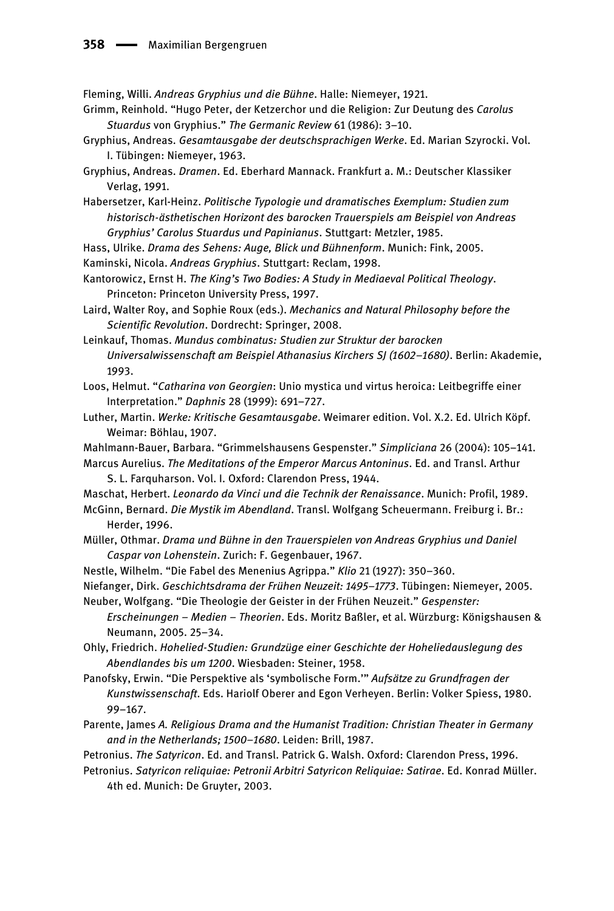Fleming, Willi. *Andreas Gryphius und die Bühne*. Halle: Niemeyer, 1921.

Grimm, Reinhold. "Hugo Peter, der Ketzerchor und die Religion: Zur Deutung des *Carolus Stuardus* von Gryphius." *The Germanic Review* 61 (1986): 3–10.

Gryphius, Andreas. *Gesamtausgabe der deutschsprachigen Werke*. Ed. Marian Szyrocki. Vol. I. Tübingen: Niemeyer, 1963.

Gryphius, Andreas. *Dramen*. Ed. Eberhard Mannack. Frankfurt a. M.: Deutscher Klassiker Verlag, 1991.

Habersetzer, Karl-Heinz. *Politische Typologie und dramatisches Exemplum: Studien zum historisch-ästhetischen Horizont des barocken Trauerspiels am Beispiel von Andreas Gryphius' Carolus Stuardus und Papinianus*. Stuttgart: Metzler, 1985.

Hass, Ulrike. *Drama des Sehens: Auge, Blick und Bühnenform*. Munich: Fink, 2005.

Kaminski, Nicola. *Andreas Gryphius*. Stuttgart: Reclam, 1998.

Kantorowicz, Ernst H. *The King's Two Bodies: A Study in Mediaeval Political Theology*. Princeton: Princeton University Press, 1997.

Laird, Walter Roy, and Sophie Roux (eds.). *Mechanics and Natural Philosophy before the Scientific Revolution*. Dordrecht: Springer, 2008.

Leinkauf, Thomas. *Mundus combinatus: Studien zur Struktur der barocken Universalwissenschaft am Beispiel Athanasius Kirchers SJ (1602–1680)*. Berlin: Akademie, 1993.

Loos, Helmut. "*Catharina von Georgien*: Unio mystica und virtus heroica: Leitbegriffe einer Interpretation." *Daphnis* 28 (1999): 691–727.

Luther, Martin. *Werke: Kritische Gesamtausgabe*. Weimarer edition. Vol. X.2. Ed. Ulrich Köpf. Weimar: Böhlau, 1907.

Mahlmann-Bauer, Barbara. "Grimmelshausens Gespenster." *Simpliciana* 26 (2004): 105–141.

Marcus Aurelius. *The Meditations of the Emperor Marcus Antoninus*. Ed. and Transl. Arthur S. L. Farquharson. Vol. I. Oxford: Clarendon Press, 1944.

Maschat, Herbert. *Leonardo da Vinci und die Technik der Renaissance*. Munich: Profil, 1989.

McGinn, Bernard. *Die Mystik im Abendland*. Transl. Wolfgang Scheuermann. Freiburg i. Br.: Herder, 1996.

Müller, Othmar. *Drama und Bühne in den Trauerspielen von Andreas Gryphius und Daniel Caspar von Lohenstein*. Zurich: F. Gegenbauer, 1967.

Nestle, Wilhelm. "Die Fabel des Menenius Agrippa." *Klio* 21 (1927): 350–360.

Niefanger, Dirk. *Geschichtsdrama der Frühen Neuzeit: 1495–1773*. Tübingen: Niemeyer, 2005.

Neuber, Wolfgang. "Die Theologie der Geister in der Frühen Neuzeit." *Gespenster: Erscheinungen – Medien – Theorien*. Eds. Moritz Baßler, et al. Würzburg: Königshausen & Neumann, 2005. 25–34.

Ohly, Friedrich. *Hohelied-Studien: Grundzüge einer Geschichte der Hoheliedauslegung des Abendlandes bis um 1200*. Wiesbaden: Steiner, 1958.

Panofsky, Erwin. "Die Perspektive als 'symbolische Form.'" *Aufsätze zu Grundfragen der Kunstwissenschaft*. Eds. Hariolf Oberer and Egon Verheyen. Berlin: Volker Spiess, 1980. 99–167.

Parente, James *A. Religious Drama and the Humanist Tradition: Christian Theater in Germany and in the Netherlands; 1500–1680*. Leiden: Brill, 1987.

Petronius. *The Satyricon*. Ed. and Transl. Patrick G. Walsh. Oxford: Clarendon Press, 1996.

Petronius. *Satyricon reliquiae: Petronii Arbitri Satyricon Reliquiae: Satirae*. Ed. Konrad Müller. 4th ed. Munich: De Gruyter, 2003.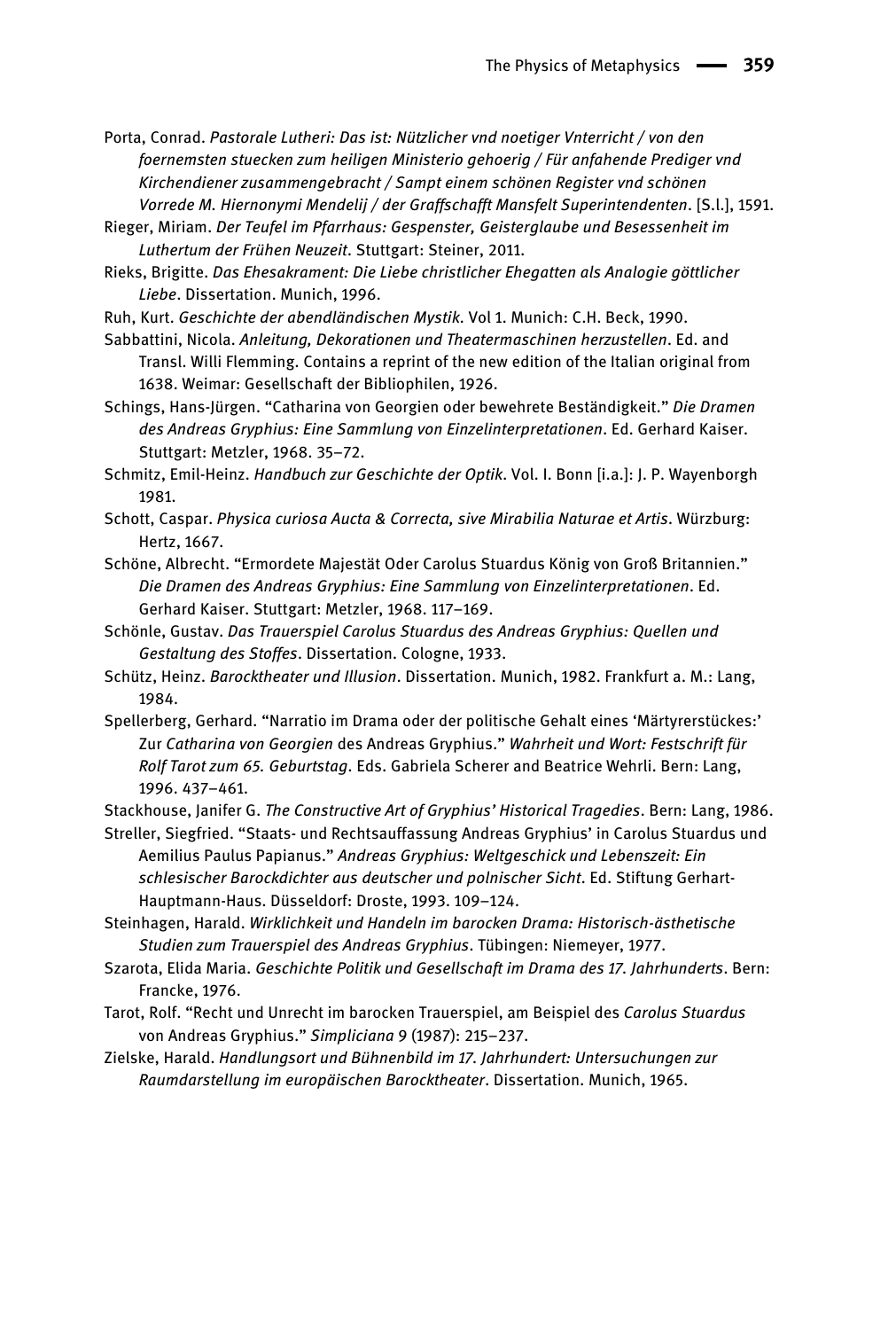Porta, Conrad. *Pastorale Lutheri: Das ist: Nützlicher vnd noetiger Vnterricht / von den foernemsten stuecken zum heiligen Ministerio gehoerig / Für anfahende Prediger vnd Kirchendiener zusammengebracht / Sampt einem schönen Register vnd schönen Vorrede M. Hiernonymi Mendelij / der Graffschafft Mansfelt Superintendenten*. [S.l.], 1591.

Rieger, Miriam. *Der Teufel im Pfarrhaus: Gespenster, Geisterglaube und Besessenheit im Luthertum der Frühen Neuzeit*. Stuttgart: Steiner, 2011.

Rieks, Brigitte. *Das Ehesakrament: Die Liebe christlicher Ehegatten als Analogie göttlicher Liebe*. Dissertation. Munich, 1996.

Ruh, Kurt. *Geschichte der abendländischen Mystik*. Vol 1. Munich: C.H. Beck, 1990.

Sabbattini, Nicola. *Anleitung, Dekorationen und Theatermaschinen herzustellen*. Ed. and Transl. Willi Flemming. Contains a reprint of the new edition of the Italian original from 1638. Weimar: Gesellschaft der Bibliophilen, 1926.

Schings, Hans-Jürgen. "Catharina von Georgien oder bewehrete Beständigkeit." *Die Dramen des Andreas Gryphius: Eine Sammlung von Einzelinterpretationen*. Ed. Gerhard Kaiser. Stuttgart: Metzler, 1968. 35–72.

Schmitz, Emil-Heinz. *Handbuch zur Geschichte der Optik*. Vol. I. Bonn [i.a.]: J. P. Wayenborgh 1981.

Schott, Caspar. *Physica curiosa Aucta & Correcta, sive Mirabilia Naturae et Artis*. Würzburg: Hertz, 1667.

Schöne, Albrecht. "Ermordete Majestät Oder Carolus Stuardus König von Groß Britannien." *Die Dramen des Andreas Gryphius: Eine Sammlung von Einzelinterpretationen*. Ed. Gerhard Kaiser. Stuttgart: Metzler, 1968. 117–169.

Schönle, Gustav. *Das Trauerspiel Carolus Stuardus des Andreas Gryphius: Quellen und Gestaltung des Stoffes*. Dissertation. Cologne, 1933.

Schütz, Heinz. *Barocktheater und Illusion*. Dissertation. Munich, 1982. Frankfurt a. M.: Lang, 1984.

Spellerberg, Gerhard. "Narratio im Drama oder der politische Gehalt eines 'Märtyrerstückes:' Zur *Catharina von Georgien* des Andreas Gryphius." *Wahrheit und Wort: Festschrift für Rolf Tarot zum 65. Geburtstag*. Eds. Gabriela Scherer and Beatrice Wehrli. Bern: Lang, 1996. 437–461.

Stackhouse, Janifer G. *The Constructive Art of Gryphius' Historical Tragedies*. Bern: Lang, 1986.

Streller, Siegfried. "Staats- und Rechtsauffassung Andreas Gryphius' in Carolus Stuardus und Aemilius Paulus Papianus." *Andreas Gryphius: Weltgeschick und Lebenszeit: Ein schlesischer Barockdichter aus deutscher und polnischer Sicht*. Ed. Stiftung Gerhart-Hauptmann-Haus. Düsseldorf: Droste, 1993. 109–124.

Steinhagen, Harald. *Wirklichkeit und Handeln im barocken Drama: Historisch-ästhetische Studien zum Trauerspiel des Andreas Gryphius*. Tübingen: Niemeyer, 1977.

Szarota, Elida Maria. *Geschichte Politik und Gesellschaft im Drama des 17. Jahrhunderts*. Bern: Francke, 1976.

Tarot, Rolf. "Recht und Unrecht im barocken Trauerspiel, am Beispiel des *Carolus Stuardus* von Andreas Gryphius." *Simpliciana* 9 (1987): 215–237.

Zielske, Harald. *Handlungsort und Bühnenbild im 17. Jahrhundert: Untersuchungen zur Raumdarstellung im europäischen Barocktheater*. Dissertation. Munich, 1965.